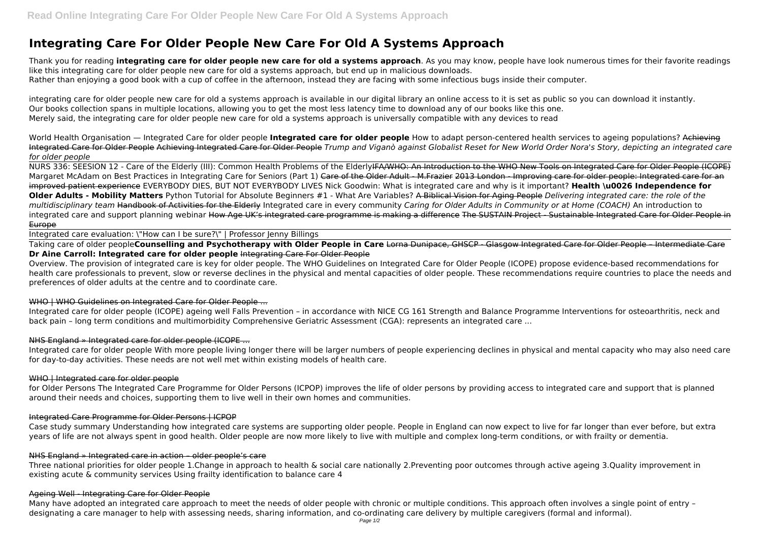# Integrating Care For Older People New Care For Old A Systems Approach

Thank you for reading **integrating care for older people new care for old a systems approach**. As you may know, people have look numerous times for their favorite readings like this integrating care for older people new care for old a systems approach, but end up in malicious downloads.
Rather than enjoying a good book with a cup of coffee in the afternoon, instead they are facing with some infectious bugs inside their computer.

integrating care for older people new care for old a systems approach is available in our digital library an online access to it is set as public so you can download it instantly.
Our books collection spans in multiple locations, allowing you to get the most less latency time to download any of our books like this one.
Merely said, the integrating care for older people new care for old a systems approach is universally compatible with any devices to read

World Health Organisation — Integrated Care for older people **Integrated care for older people** How to adapt person-centered health services to ageing populations? Achieving Integrated Care for Older People Achieving Integrated Care for Older People *Trump and Viganò against Globalist Reset for New World Order Nora's Story, depicting an integrated care for older people*

NURS 336: SEESION 12 - Care of the Elderly (III): Common Health Problems of the ElderlyIFA/WHO: An Introduction to the WHO New Tools on Integrated Care for Older People (ICOPE) Margaret McAdam on Best Practices in Integrating Care for Seniors (Part 1) Care of the Older Adult - M.Frazier 2013 London - Improving care for older people: Integrated care for an improved patient experience EVERYBODY DIES, BUT NOT EVERYBODY LIVES Nick Goodwin: What is integrated care and why is it important? **Health \u0026 Independence for Older Adults - Mobility Matters** Python Tutorial for Absolute Beginners #1 - What Are Variables? A Biblical Vision for Aging People *Delivering integrated care: the role of the multidisciplinary team* Handbook of Activities for the Elderly Integrated care in every community *Caring for Older Adults in Community or at Home (COACH)* An introduction to integrated care and support planning webinar How Age UK's integrated care programme is making a difference The SUSTAIN Project - Sustainable Integrated Care for Older People in Europe

Integrated care evaluation: \"How can I be sure?\" | Professor Jenny Billings

Taking care of older people**Counselling and Psychotherapy with Older People in Care** Lorna Dunipace, GHSCP - Glasgow Integrated Care for Older People – Intermediate Care **Dr Aine Carroll: Integrated care for older people** Integrating Care For Older People

Overview. The provision of integrated care is key for older people. The WHO Guidelines on Integrated Care for Older People (ICOPE) propose evidence-based recommendations for health care professionals to prevent, slow or reverse declines in the physical and mental capacities of older people. These recommendations require countries to place the needs and preferences of older adults at the centre and to coordinate care.

## WHO | WHO Guidelines on Integrated Care for Older People ...

Integrated care for older people (ICOPE) ageing well Falls Prevention – in accordance with NICE CG 161 Strength and Balance Programme Interventions for osteoarthritis, neck and back pain – long term conditions and multimorbidity Comprehensive Geriatric Assessment (CGA): represents an integrated care ...

## NHS England » Integrated care for older people (ICOPE ...

Integrated care for older people With more people living longer there will be larger numbers of people experiencing declines in physical and mental capacity who may also need care for day-to-day activities. These needs are not well met within existing models of health care.

## WHO | Integrated care for older people

for Older Persons The Integrated Care Programme for Older Persons (ICPOP) improves the life of older persons by providing access to integrated care and support that is planned around their needs and choices, supporting them to live well in their own homes and communities.

## Integrated Care Programme for Older Persons | ICPOP

Case study summary Understanding how integrated care systems are supporting older people. People in England can now expect to live for far longer than ever before, but extra years of life are not always spent in good health. Older people are now more likely to live with multiple and complex long-term conditions, or with frailty or dementia.

## NHS England » Integrated care in action – older people's care

Three national priorities for older people 1.Change in approach to health & social care nationally 2.Preventing poor outcomes through active ageing 3.Quality improvement in existing acute & community services Using frailty identification to balance care 4

## Ageing Well - Integrating Care for Older People

Many have adopted an integrated care approach to meet the needs of older people with chronic or multiple conditions. This approach often involves a single point of entry – designating a care manager to help with assessing needs, sharing information, and co-ordinating care delivery by multiple caregivers (formal and informal).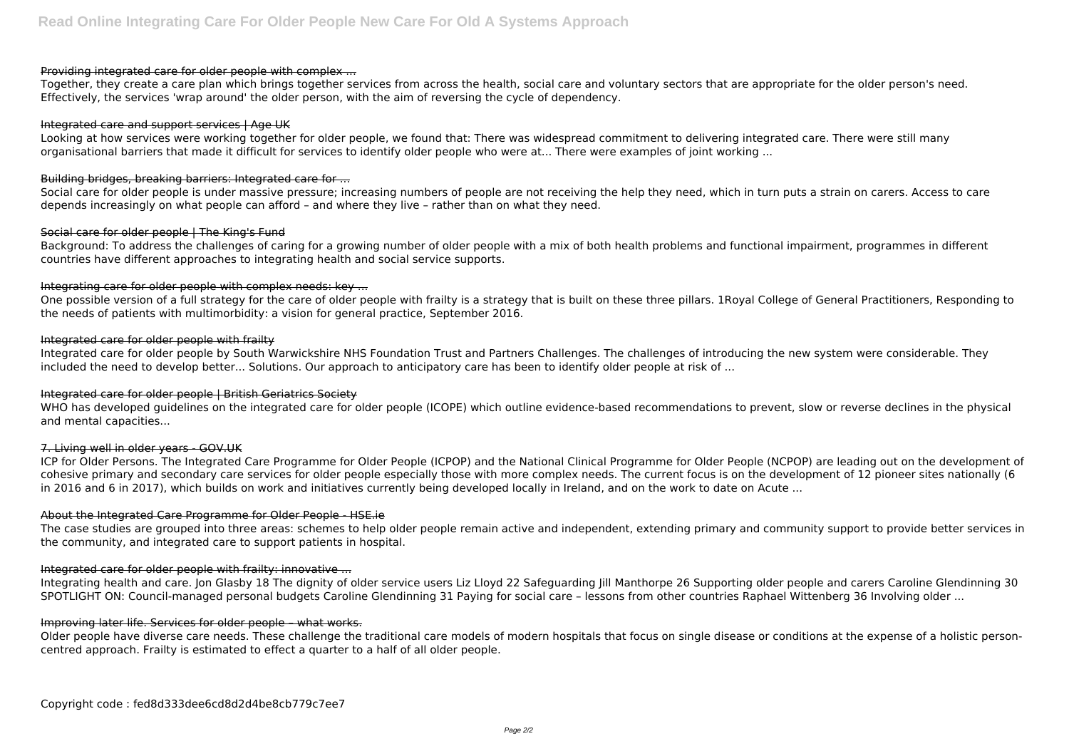Providing integrated care for older people with complex ...

Together, they create a care plan which brings together services from across the health, social care and voluntary sectors that are appropriate for the older person's need. Effectively, the services 'wrap around' the older person, with the aim of reversing the cycle of dependency.

Integrated care and support services | Age UK

Looking at how services were working together for older people, we found that: There was widespread commitment to delivering integrated care. There were still many organisational barriers that made it difficult for services to identify older people who were at... There were examples of joint working ...

Building bridges, breaking barriers: Integrated care for ...

Social care for older people is under massive pressure; increasing numbers of people are not receiving the help they need, which in turn puts a strain on carers. Access to care depends increasingly on what people can afford – and where they live – rather than on what they need.

Social care for older people | The King's Fund

Background: To address the challenges of caring for a growing number of older people with a mix of both health problems and functional impairment, programmes in different countries have different approaches to integrating health and social service supports.

Integrating care for older people with complex needs: key ...

One possible version of a full strategy for the care of older people with frailty is a strategy that is built on these three pillars. 1Royal College of General Practitioners, Responding to the needs of patients with multimorbidity: a vision for general practice, September 2016.

Integrated care for older people with frailty

Integrated care for older people by South Warwickshire NHS Foundation Trust and Partners Challenges. The challenges of introducing the new system were considerable. They included the need to develop better... Solutions. Our approach to anticipatory care has been to identify older people at risk of ...

Integrated care for older people | British Geriatrics Society

WHO has developed guidelines on the integrated care for older people (ICOPE) which outline evidence-based recommendations to prevent, slow or reverse declines in the physical and mental capacities...

7. Living well in older years - GOV.UK

ICP for Older Persons. The Integrated Care Programme for Older People (ICPOP) and the National Clinical Programme for Older People (NCPOP) are leading out on the development of cohesive primary and secondary care services for older people especially those with more complex needs. The current focus is on the development of 12 pioneer sites nationally (6 in 2016 and 6 in 2017), which builds on work and initiatives currently being developed locally in Ireland, and on the work to date on Acute ...

About the Integrated Care Programme for Older People - HSE.ie

The case studies are grouped into three areas: schemes to help older people remain active and independent, extending primary and community support to provide better services in the community, and integrated care to support patients in hospital.

Integrated care for older people with frailty: innovative ...

Integrating health and care. Jon Glasby 18 The dignity of older service users Liz Lloyd 22 Safeguarding Jill Manthorpe 26 Supporting older people and carers Caroline Glendinning 30 SPOTLIGHT ON: Council-managed personal budgets Caroline Glendinning 31 Paying for social care – lessons from other countries Raphael Wittenberg 36 Involving older ...

Improving later life. Services for older people – what works.

Older people have diverse care needs. These challenge the traditional care models of modern hospitals that focus on single disease or conditions at the expense of a holistic person-centred approach. Frailty is estimated to effect a quarter to a half of all older people.

Copyright code : fed8d333dee6cd8d2d4be8cb779c7ee7